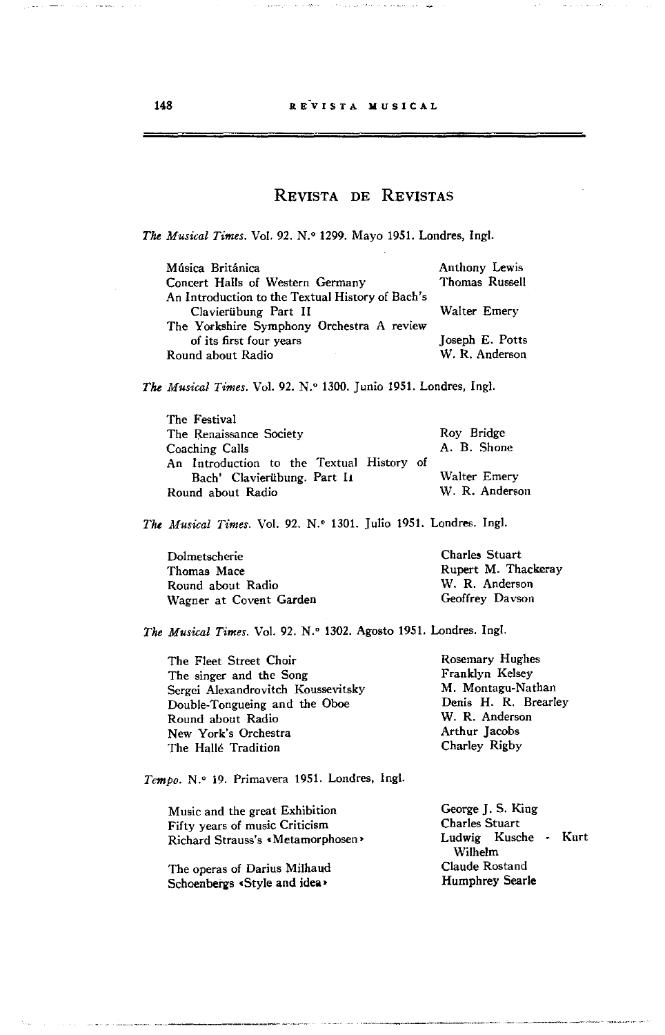## Revista de Revistas

*The Musical Times.* Vol. 92. N.° 1299. Mayo 1951. Londres, Ingl.

| | |
|---|---|
| Música Británica | Anthony Lewis |
| Concert Halls of Western Germany | Thomas Russell |
| An Introduction to the Textual History of Bach's Clavierübung Part II | Walter Emery |
| The Yorkshire Symphony Orchestra A review of its first four years | Joseph E. Potts |
| Round about Radio | W. R. Anderson |

*The Musical Times.* Vol. 92. N.° 1300. Junio 1951. Londres, Ingl.

| | |
|---|---|
| The Festival | |
| The Renaissance Society | Roy Bridge |
| Coaching Calls | A. B. Shone |
| An Introduction to the Textual History of Bach' Clavierübung. Part II | Walter Emery |
| Round about Radio | W. R. Anderson |

*The Musical Times.* Vol. 92. N.° 1301. Julio 1951. Londres. Ingl.

| | |
|---|---|
| Dolmetscherie | Charles Stuart |
| Thomas Mace | Rupert M. Thackeray |
| Round about Radio | W. R. Anderson |
| Wagner at Covent Garden | Geoffrey Davson |

*The Musical Times.* Vol. 92. N.° 1302. Agosto 1951. Londres. Ingl.

| | |
|---|---|
| The Fleet Street Choir | Rosemary Hughes |
| The singer and the Song | Franklyn Kelsey |
| Sergei Alexandrovitch Koussevitsky | M. Montagu-Nathan |
| Double-Tongueing and the Oboe | Denis H. R. Brearley |
| Round about Radio | W. R. Anderson |
| New York's Orchestra | Arthur Jacobs |
| The Hallé Tradition | Charley Rigby |

*Tempo.* N.° 19. Primavera 1951. Londres, Ingl.

| | |
|---|---|
| Music and the great Exhibition | George J. S. King |
| Fifty years of music Criticism | Charles Stuart |
| Richard Strauss's «Metamorphosen» | Ludwig Kusche - Kurt Wilhelm |
| The operas of Darius Milhaud | Claude Rostand |
| Schoenbergs «Style and idea» | Humphrey Searle |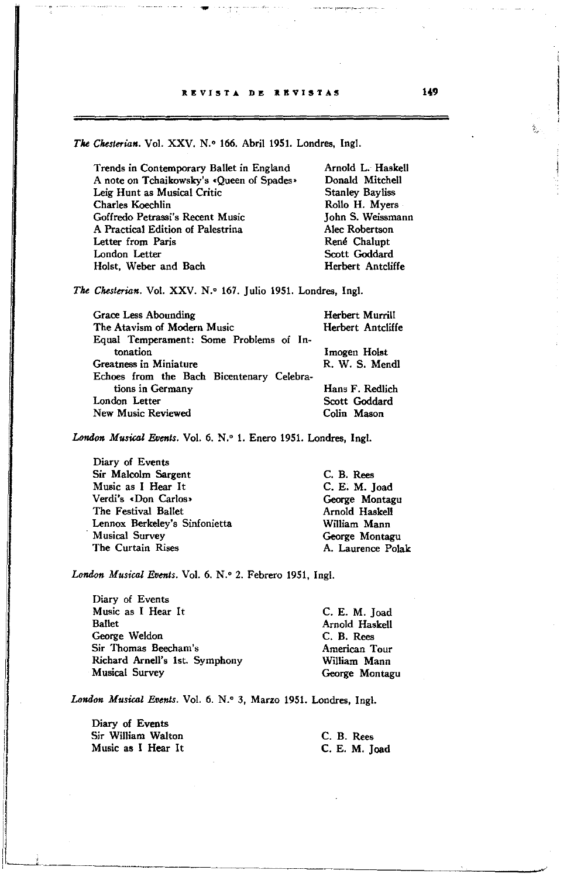*The Chesterian.* Vol. XXV. N.° 166. Abril 1951. Londres, Ingl.

| | |
|---|---|
| Trends in Contemporary Ballet in England | Arnold L. Haskell |
| A note on Tchaikowsky's «Queen of Spades» | Donald Mitchell |
| Leig Hunt as Musical Critic | Stanley Bayliss |
| Charles Koechlin | Rollo H. Myers |
| Goffredo Petrassi's Recent Music | John S. Weissmann |
| A Practical Edition of Palestrina | Alec Robertson |
| Letter from Paris | René Chalupt |
| London Letter | Scott Goddard |
| Holst, Weber and Bach | Herbert Antcliffe |

*The Chesterian.* Vol. XXV. N.° 167. Julio 1951. Londres, Ingl.

| | |
|---|---|
| Grace Less Abounding | Herbert Murrill |
| The Atavism of Modern Music | Herbert Antcliffe |
| Equal Temperament: Some Problems of Intonation | Imogen Holst |
| Greatness in Miniature | R. W. S. Mendl |
| Echoes from the Bach Bicentenary Celebrations in Germany | Hans F. Redlich |
| London Letter | Scott Goddard |
| New Music Reviewed | Colin Mason |

*London Musical Events.* Vol. 6. N.° 1. Enero 1951. Londres, Ingl.

| | |
|---|---|
| Diary of Events | |
| Sir Malcolm Sargent | C. B. Rees |
| Music as I Hear It | C. E. M. Joad |
| Verdi's «Don Carlos» | George Montagu |
| The Festival Ballet | Arnold Haskell |
| Lennox Berkeley's Sinfonietta | William Mann |
| Musical Survey | George Montagu |
| The Curtain Rises | A. Laurence Polak |

*London Musical Events.* Vol. 6. N.° 2. Febrero 1951, Ingl.

| | |
|---|---|
| Diary of Events | |
| Music as I Hear It | C. E. M. Joad |
| Ballet | Arnold Haskell |
| George Weldon | C. B. Rees |
| Sir Thomas Beecham's | American Tour |
| Richard Arnell's 1st. Symphony | William Mann |
| Musical Survey | George Montagu |

*London Musical Events.* Vol. 6. N.° 3, Marzo 1951. Londres, Ingl.

| | |
|---|---|
| Diary of Events | |
| Sir William Walton | C. B. Rees |
| Music as I Hear It | C. E. M. Joad |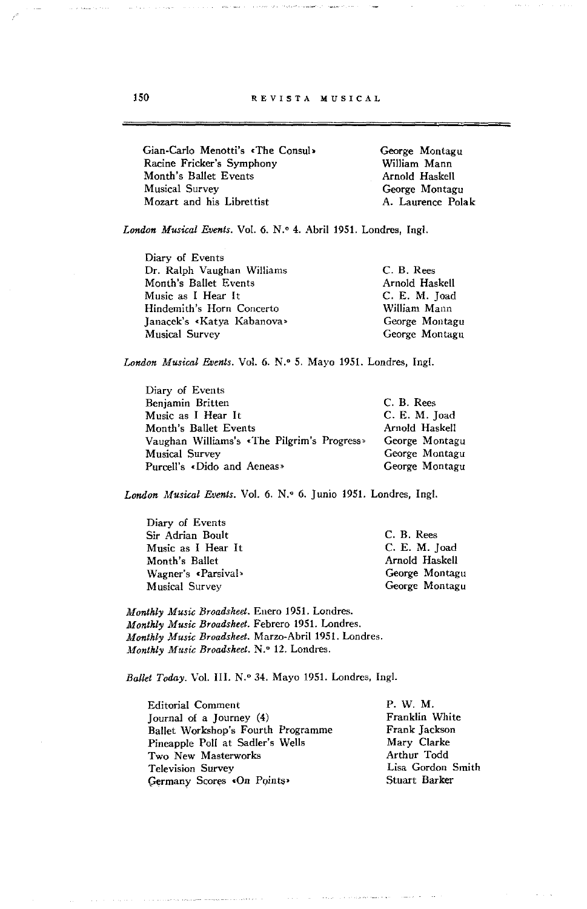| | |
|---|---|
| Gian-Carlo Menotti's «The Consul» | George Montagu |
| Racine Fricker's Symphony | William Mann |
| Month's Ballet Events | Arnold Haskell |
| Musical Survey | George Montagu |
| Mozart and his Librettist | A. Laurence Polak |

*London Musical Events.* Vol. 6. N.º 4. Abril 1951. Londres, Ingl.

| | |
|---|---|
| Diary of Events | |
| Dr. Ralph Vaughan Williams | C. B. Rees |
| Month's Ballet Events | Arnold Haskell |
| Music as I Hear It | C. E. M. Joad |
| Hindemith's Horn Concerto | William Mann |
| Janacek's «Katya Kabanova» | George Montagu |
| Musical Survey | George Montagu |

*London Musical Events.* Vol. 6. N.º 5. Mayo 1951. Londres, Ingl.

| | |
|---|---|
| Diary of Events | |
| Benjamin Britten | C. B. Rees |
| Music as I Hear It | C. E. M. Joad |
| Month's Ballet Events | Arnold Haskell |
| Vaughan Williams's «The Pilgrim's Progress» | George Montagu |
| Musical Survey | George Montagu |
| Purcell's «Dido and Aeneas» | George Montagu |

*London Musical Events.* Vol. 6. N.º 6. Junio 1951. Londres, Ingl.

| | |
|---|---|
| Diary of Events | |
| Sir Adrian Boult | C. B. Rees |
| Music as I Hear It | C. E. M. Joad |
| Month's Ballet | Arnold Haskell |
| Wagner's «Parsival» | George Montagu |
| Musical Survey | George Montagu |

*Monthly Music Broadsheet.* Enero 1951. Londres.
*Monthly Music Broadsheet.* Febrero 1951. Londres.
*Monthly Music Broadsheet.* Marzo-Abril 1951. Londres.
*Monthly Music Broadsheet.* N.º 12. Londres.

*Ballet Today.* Vol. III. N.º 34. Mayo 1951. Londres, Ingl.

| | |
|---|---|
| Editorial Comment | P. W. M. |
| Journal of a Journey (4) | Franklin White |
| Ballet Workshop's Fourth Programme | Frank Jackson |
| Pineapple Poll at Sadler's Wells | Mary Clarke |
| Two New Masterworks | Arthur Todd |
| Television Survey | Lisa Gordon Smith |
| Germany Scores «On Points» | Stuart Barker |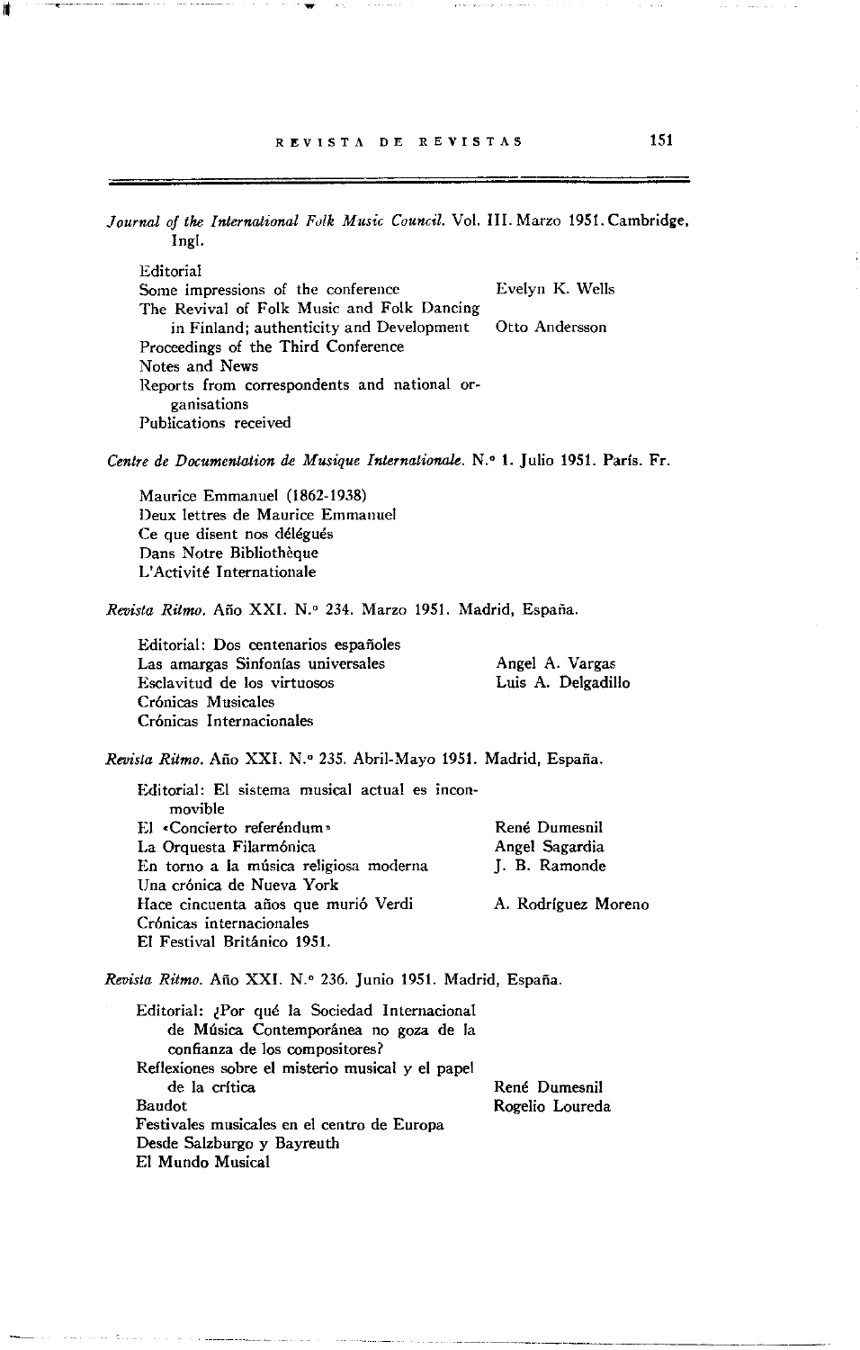*Journal of the International Folk Music Council.* Vol. III. Marzo 1951. Cambridge, Ingl.

| | |
|---|---|
| Editorial | |
| Some impressions of the conference | Evelyn K. Wells |
| The Revival of Folk Music and Folk Dancing in Finland; authenticity and Development | Otto Andersson |
| Proceedings of the Third Conference | |
| Notes and News | |
| Reports from correspondents and national organisations | |
| Publications received | |

*Centre de Documentation de Musique Internationale.* N.° 1. Julio 1951. París. Fr.

- Maurice Emmanuel (1862-1938)
- Deux lettres de Maurice Emmanuel
- Ce que disent nos délégués
- Dans Notre Bibliothèque
- L'Activité Internationale

*Revista Ritmo.* Año XXI. N.° 234. Marzo 1951. Madrid, España.

| | |
|---|---|
| Editorial: Dos centenarios españoles | |
| Las amargas Sinfonías universales | Angel A. Vargas |
| Esclavitud de los virtuosos | Luis A. Delgadillo |
| Crónicas Musicales | |
| Crónicas Internacionales | |

*Revista Ritmo.* Año XXI. N.° 235. Abril-Mayo 1951. Madrid, España.

| | |
|---|---|
| Editorial: El sistema musical actual es inconmovible | |
| El «Concierto referéndum» | René Dumesnil |
| La Orquesta Filarmónica | Angel Sagardia |
| En torno a la música religiosa moderna | J. B. Ramonde |
| Una crónica de Nueva York | |
| Hace cincuenta años que murió Verdi | A. Rodríguez Moreno |
| Crónicas internacionales | |
| El Festival Británico 1951. | |

*Revista Ritmo.* Año XXI. N.° 236. Junio 1951. Madrid, España.

| | |
|---|---|
| Editorial: ¿Por qué la Sociedad Internacional de Música Contemporánea no goza de la confianza de los compositores? | |
| Reflexiones sobre el misterio musical y el papel de la crítica | René Dumesnil |
| Baudot | Rogelio Loureda |
| Festivales musicales en el centro de Europa | |
| Desde Salzburgo y Bayreuth | |
| El Mundo Musical | |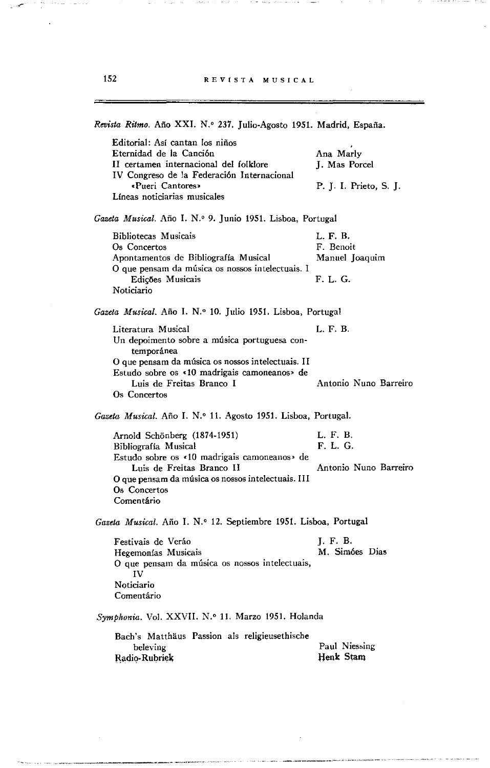*Revista Ritmo.* Año XXI. N.° 237. Julio-Agosto 1951. Madrid, España.

| | |
|---|---|
| Editorial: Así cantan los niños | |
| Eternidad de la Canción | Ana Marly |
| II certamen internacional del folklore | J. Mas Porcel |
| IV Congreso de la Federación Internacional «Pueri Cantores» | P. J. I. Prieto, S. J. |
| Líneas noticiarias musicales | |

*Gazeta Musical.* Año I. N.° 9. Junio 1951. Lisboa, Portugal

| | |
|---|---|
| Bibliotecas Musicais | L. F. B. |
| Os Concertos | F. Benoit |
| Apontamentos de Bibliografía Musical | Manuel Joaquim |
| O que pensam da música os nossos intelectuais. I | |
| Edições Musicais | F. L. G. |
| Noticiario | |

*Gazeta Musical.* Año I. N.° 10. Julio 1951. Lisboa, Portugal

| | |
|---|---|
| Literatura Musical | L. F. B. |
| Un depoimento sobre a música portuguesa contemporánea | |
| O que pensam da música os nossos intelectuais. II | |
| Estudo sobre os «10 madrigais camoneanos» de Luis de Freitas Branco I | Antonio Nuno Barreiro |
| Os Concertos | |

*Gazeta Musical.* Año I. N.° 11. Agosto 1951. Lisboa, Portugal.

| | |
|---|---|
| Arnold Schönberg (1874-1951) | L. F. B. |
| Bibliografía Musical | F. L. G. |
| Estudo sobre os «10 madrigais camoneanos» de Luis de Freitas Branco II | Antonio Nuno Barreiro |
| O que pensam da música os nossos intelectuais. III | |
| Os Concertos | |
| Comentário | |

*Gazeta Musical.* Año I. N.° 12. Septiembre 1951. Lisboa, Portugal

| | |
|---|---|
| Festivais de Verão | J. F. B. |
| Hegemonías Musicais | M. Simões Dias |
| O que pensam da música os nossos intelectuais, IV | |
| Noticiario | |
| Comentário | |

*Symphonia.* Vol. XXVII. N.° 11. Marzo 1951. Holanda

| | |
|---|---|
| Bach's Matthäus Passion als religieusethische beleving | Paul Niessing |
| Radio-Rubriek | Henk Stam |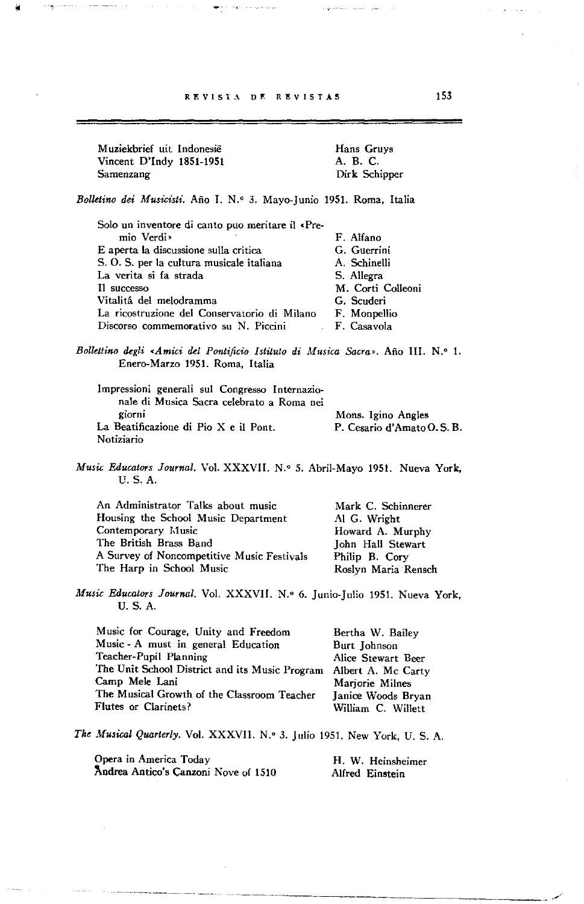| | |
|---|---|
| Muziekbrief uit Indonesië | Hans Gruys |
| Vincent D'Indy 1851-1951 | A. B. C. |
| Samenzang | Dirk Schipper |

*Bolletino dei Musicisti.* Año I. N.° 3. Mayo-Junio 1951. Roma, Italia

| | |
|---|---|
| Solo un inventore di canto puo meritare il «Premio Verdi» | F. Alfano |
| E aperta la discussione sulla critica | G. Guerrini |
| S. O. S. per la cultura musicale italiana | A. Schinelli |
| La verita si fa strada | S. Allegra |
| Il successo | M. Corti Colleoni |
| Vitalitá del melodramma | G. Scuderi |
| La ricostruzione del Conservatorio di Milano | F. Monpellio |
| Discorso commemorativo su N. Piccini | F. Casavola |

*Bollettino degli «Amici del Pontificio Istituto di Musica Sacra».* Año III. N.° 1. Enero-Marzo 1951. Roma, Italia

| | |
|---|---|
| Impressioni generali sul Congresso Internazionale di Musica Sacra celebrato a Roma nei giorni | Mons. Igino Angles |
| La Beatificazione di Pio X e il Pont. | P. Cesario d'Amato O. S. B. |
| Notiziario | |

*Music Educators Journal.* Vol. XXXVII. N.° 5. Abril-Mayo 1951. Nueva York, U. S. A.

| | |
|---|---|
| An Administrator Talks about music | Mark C. Schinnerer |
| Housing the School Music Department | Al G. Wright |
| Contemporary Music | Howard A. Murphy |
| The British Brass Band | John Hall Stewart |
| A Survey of Noncompetitive Music Festivals | Philip B. Cory |
| The Harp in School Music | Roslyn Maria Rensch |

*Music Educators Journal.* Vol. XXXVII. N.° 6. Junio-Julio 1951. Nueva York, U. S. A.

| | |
|---|---|
| Music for Courage, Unity and Freedom | Bertha W. Bailey |
| Music - A must in general Education | Burt Johnson |
| Teacher-Pupil Planning | Alice Stewart Beer |
| The Unit School District and its Music Program | Albert A. Mc Carty |
| Camp Mele Lani | Marjorie Milnes |
| The Musical Growth of the Classroom Teacher | Janice Woods Bryan |
| Flutes or Clarinets? | William C. Willett |

*The Musical Quarterly.* Vol. XXXVII. N.° 3. Julio 1951. New York, U. S. A.

| | |
|---|---|
| Opera in America Today | H. W. Heinsheimer |
| Andrea Antico's Canzoni Nove of 1510 | Alfred Einstein |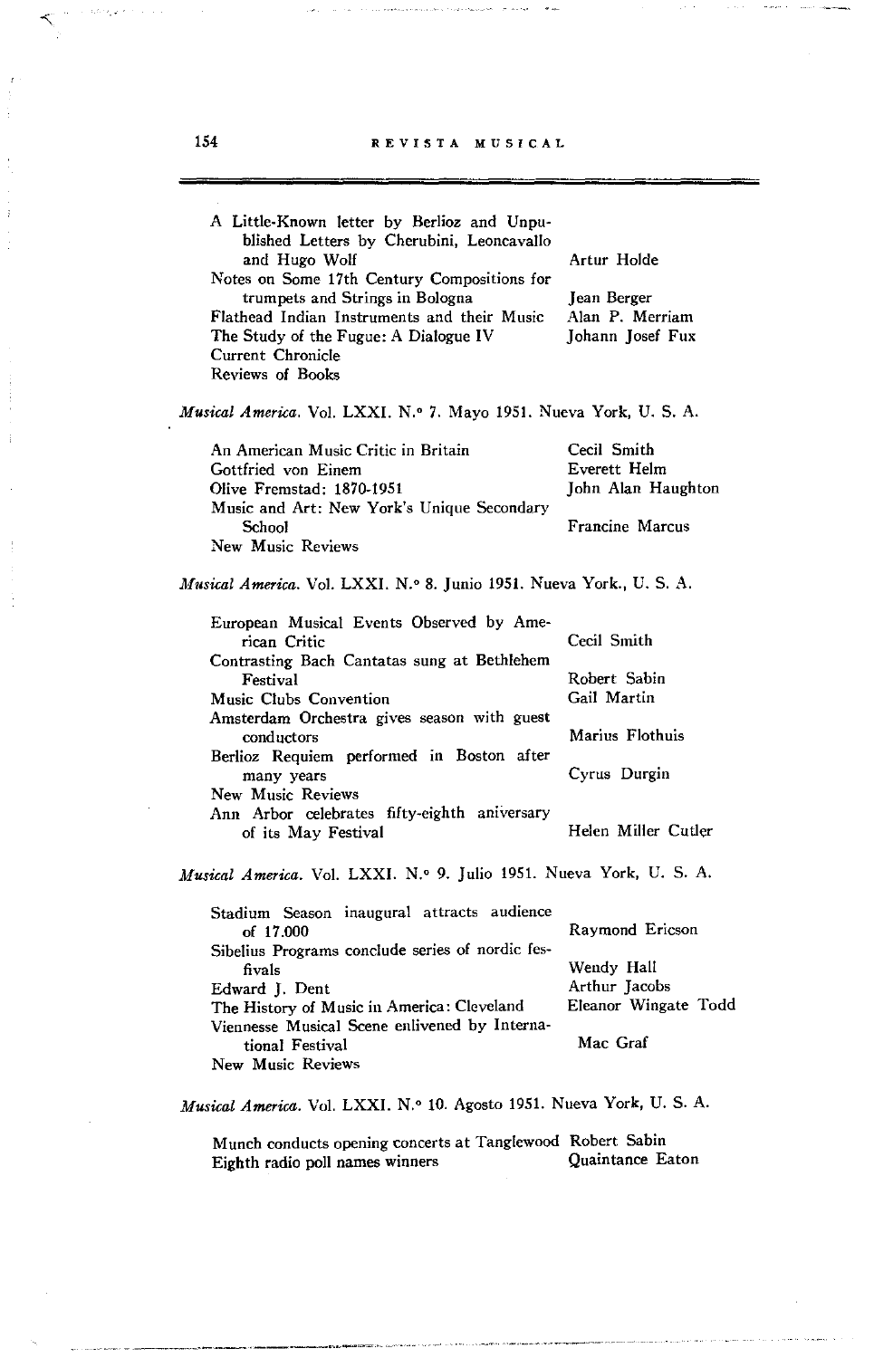| | |
|---|---|
| A Little-Known letter by Berlioz and Unpublished Letters by Cherubini, Leoncavallo and Hugo Wolf | Artur Holde |
| Notes on Some 17th Century Compositions for trumpets and Strings in Bologna | Jean Berger |
| Flathead Indian Instruments and their Music | Alan P. Merriam |
| The Study of the Fugue: A Dialogue IV | Johann Josef Fux |
| Current Chronicle | |
| Reviews of Books | |

*Musical America.* Vol. LXXI. N.° 7. Mayo 1951. Nueva York, U. S. A.

| | |
|---|---|
| An American Music Critic in Britain | Cecil Smith |
| Gottfried von Einem | Everett Helm |
| Olive Fremstad: 1870-1951 | John Alan Haughton |
| Music and Art: New York's Unique Secondary School | Francine Marcus |
| New Music Reviews | |

*Musical America.* Vol. LXXI. N.° 8. Junio 1951. Nueva York., U. S. A.

| | |
|---|---|
| European Musical Events Observed by American Critic | Cecil Smith |
| Contrasting Bach Cantatas sung at Bethlehem Festival | Robert Sabin |
| Music Clubs Convention | Gail Martin |
| Amsterdam Orchestra gives season with guest conductors | Marius Flothuis |
| Berlioz Requiem performed in Boston after many years | Cyrus Durgin |
| New Music Reviews | |
| Ann Arbor celebrates fifty-eighth aniversary of its May Festival | Helen Miller Cutler |

*Musical America.* Vol. LXXI. N.° 9. Julio 1951. Nueva York, U. S. A.

| | |
|---|---|
| Stadium Season inaugural attracts audience of 17.000 | Raymond Ericson |
| Sibelius Programs conclude series of nordic fesfivals | Wendy Hall |
| Edward J. Dent | Arthur Jacobs |
| The History of Music in America: Cleveland | Eleanor Wingate Todd |
| Viennesse Musical Scene enlivened by International Festival | Mac Graf |
| New Music Reviews | |

*Musical America.* Vol. LXXI. N.° 10. Agosto 1951. Nueva York, U. S. A.

| | |
|---|---|
| Munch conducts opening concerts at Tanglewood | Robert Sabin |
| Eighth radio poll names winners | Quaintance Eaton |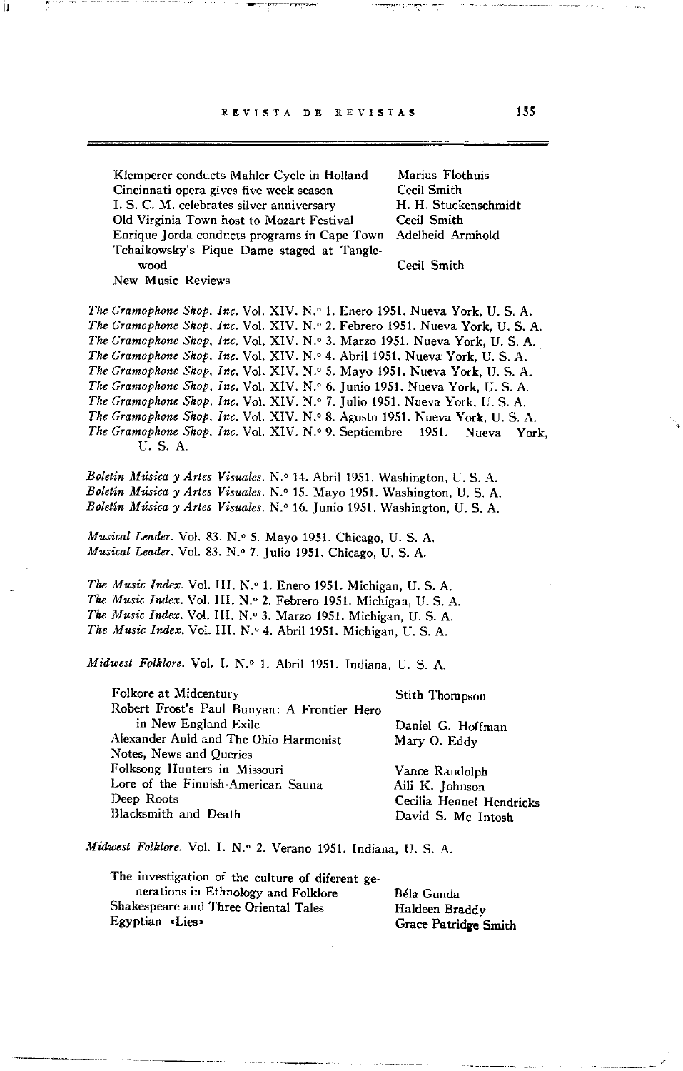| | |
|---|---|
| Klemperer conducts Mahler Cycle in Holland | Marius Flothuis |
| Cincinnati opera gives five week season | Cecil Smith |
| I. S. C. M. celebrates silver anniversary | H. H. Stuckenschmidt |
| Old Virginia Town host to Mozart Festival | Cecil Smith |
| Enrique Jorda conducts programs in Cape Town | Adelheid Armhold |
| Tchaikowsky's Pique Dame staged at Tanglewood | Cecil Smith |
| New Music Reviews | |

*The Gramophone Shop, Inc.* Vol. XIV. N.° 1. Enero 1951. Nueva York, U. S. A.
*The Gramophone Shop, Inc.* Vol. XIV. N.° 2. Febrero 1951. Nueva York, U. S. A.
*The Gramophone Shop, Inc.* Vol. XIV. N.° 3. Marzo 1951. Nueva York, U. S. A.
*The Gramophone Shop, Inc.* Vol. XIV. N.° 4. Abril 1951. Nueva York, U. S. A.
*The Gramophone Shop, Inc.* Vol. XIV. N.° 5. Mayo 1951. Nueva York, U. S. A.
*The Gramophone Shop, Inc.* Vol. XIV. N.° 6. Junio 1951. Nueva York, U. S. A.
*The Gramophone Shop, Inc.* Vol. XIV. N.° 7. Julio 1951. Nueva York, U. S. A.
*The Gramophone Shop, Inc.* Vol. XIV. N.° 8. Agosto 1951. Nueva York, U. S. A.
*The Gramophone Shop, Inc.* Vol. XIV. N.° 9. Septiembre 1951. Nueva York, U. S. A.

*Boletín Música y Artes Visuales.* N.° 14. Abril 1951. Washington, U. S. A.
*Boletín Música y Artes Visuales.* N.° 15. Mayo 1951. Washington, U. S. A.
*Boletín Música y Artes Visuales.* N.° 16. Junio 1951. Washington, U. S. A.

*Musical Leader.* Vol. 83. N.° 5. Mayo 1951. Chicago, U. S. A.
*Musical Leader.* Vol. 83. N.° 7. Julio 1951. Chicago, U. S. A.

*The Music Index.* Vol. III. N.° 1. Enero 1951. Michigan, U. S. A.
*The Music Index.* Vol. III. N.° 2. Febrero 1951. Michigan, U. S. A.
*The Music Index.* Vol. III. N.° 3. Marzo 1951. Michigan, U. S. A.
*The Music Index.* Vol. III. N.° 4. Abril 1951. Michigan, U. S. A.

*Midwest Folklore.* Vol. I. N.° 1. Abril 1951. Indiana, U. S. A.

| | |
|---|---|
| Folkore at Midcentury | Stith Thompson |
| Robert Frost's Paul Bunyan: A Frontier Hero in New England Exile | Daniel G. Hoffman |
| Alexander Auld and The Ohio Harmonist | Mary O. Eddy |
| Notes, News and Queries | |
| Folksong Hunters in Missouri | Vance Randolph |
| Lore of the Finnish-American Sauna | Aili K. Johnson |
| Deep Roots | Cecilia Hennel Hendricks |
| Blacksmith and Death | David S. Mc Intosh |

*Midwest Folklore.* Vol. I. N.° 2. Verano 1951. Indiana, U. S. A.

| | |
|---|---|
| The investigation of the culture of diferent generations in Ethnology and Folklore | Béla Gunda |
| Shakespeare and Three Oriental Tales | Haldeen Braddy |
| Egyptian «Lies» | Grace Patridge Smith |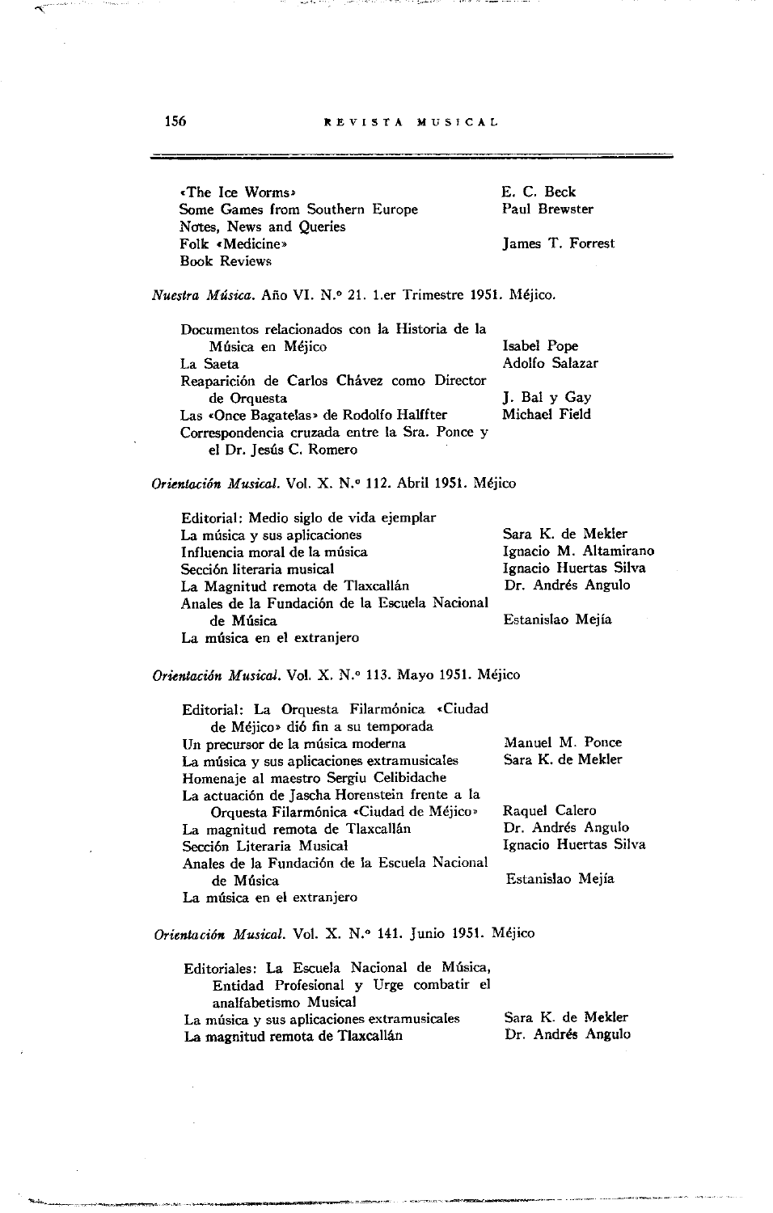| | |
|---|---|
| «The Ice Worms» | E. C. Beck |
| Some Games from Southern Europe | Paul Brewster |
| Notes, News and Queries | |
| Folk «Medicine» | James T. Forrest |
| Book Reviews | |

*Nuestra Música.* Año VI. N.° 21. 1.er Trimestre 1951. Méjico.

| | |
|---|---|
| Documentos relacionados con la Historia de la Música en Méjico | Isabel Pope |
| La Saeta | Adolfo Salazar |
| Reaparición de Carlos Chávez como Director de Orquesta | J. Bal y Gay |
| Las «Once Bagatelas» de Rodolfo Halffter | Michael Field |
| Correspondencia cruzada entre la Sra. Ponce y el Dr. Jesús C. Romero | |

*Orientación Musical.* Vol. X. N.° 112. Abril 1951. Méjico

| | |
|---|---|
| Editorial: Medio siglo de vida ejemplar | |
| La música y sus aplicaciones | Sara K. de Mekler |
| Influencia moral de la música | Ignacio M. Altamirano |
| Sección literaria musical | Ignacio Huertas Silva |
| La Magnitud remota de Tlaxcallán | Dr. Andrés Angulo |
| Anales de la Fundación de la Escuela Nacional de Música | Estanislao Mejía |
| La música en el extranjero | |

*Orientación Musical.* Vol. X. N.° 113. Mayo 1951. Méjico

| | |
|---|---|
| Editorial: La Orquesta Filarmónica «Ciudad de Méjico» dió fin a su temporada | |
| Un precursor de la música moderna | Manuel M. Ponce |
| La música y sus aplicaciones extramusicales | Sara K. de Mekler |
| Homenaje al maestro Sergiu Celibidache | |
| La actuación de Jascha Horenstein frente a la Orquesta Filarmónica «Ciudad de Méjico» | Raquel Calero |
| La magnitud remota de Tlaxcallán | Dr. Andrés Angulo |
| Sección Literaria Musical | Ignacio Huertas Silva |
| Anales de la Fundación de la Escuela Nacional de Música | Estanislao Mejía |
| La música en el extranjero | |

*Orientación Musical.* Vol. X. N.° 141. Junio 1951. Méjico

| | |
|---|---|
| Editoriales: La Escuela Nacional de Música, Entidad Profesional y Urge combatir el analfabetismo Musical | |
| La música y sus aplicaciones extramusicales | Sara K. de Mekler |
| La magnitud remota de Tlaxcallán | Dr. Andrés Angulo |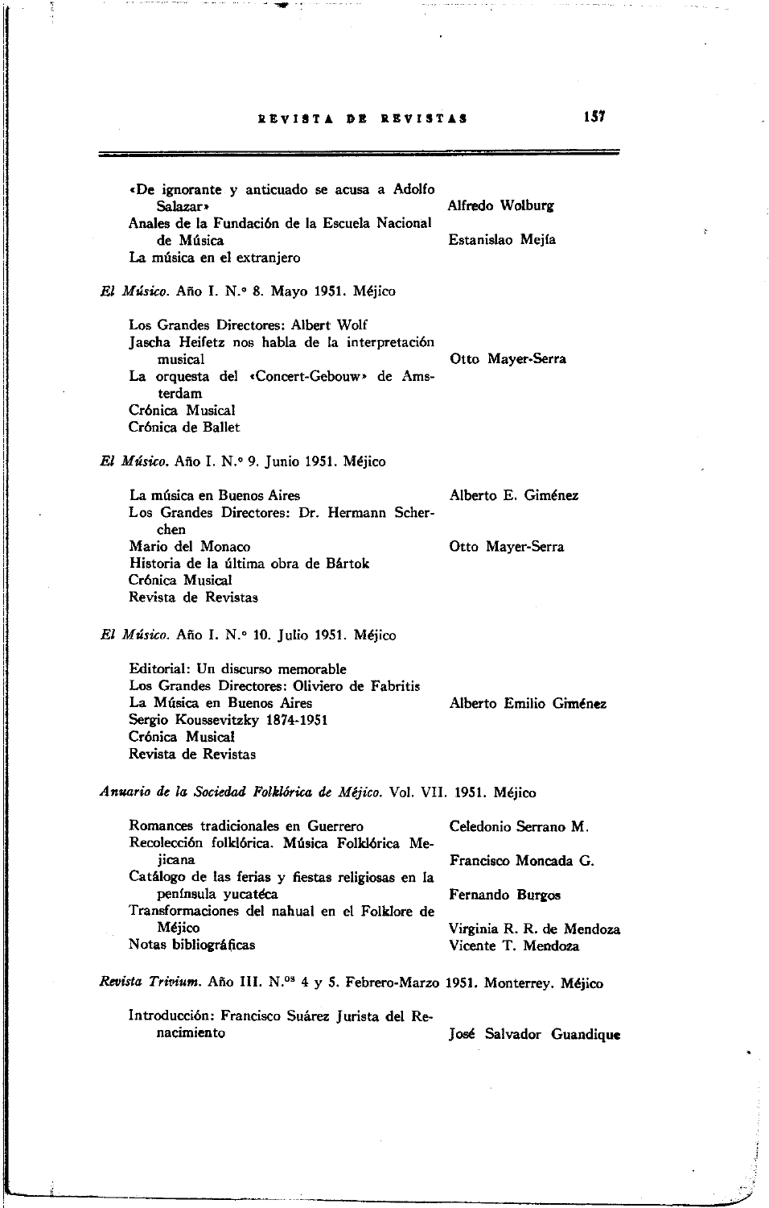«De ignorante y anticuado se acusa a Adolfo Salazar» — Alfredo Wolburg
Anales de la Fundación de la Escuela Nacional de Música — Estanislao Mejía
La música en el extranjero

*El Músico*. Año I. N.° 8. Mayo 1951. Méjico

Los Grandes Directores: Albert Wolf
Jascha Heifetz nos habla de la interpretación musical — Otto Mayer-Serra
La orquesta del «Concert-Gebouw» de Amsterdam
Crónica Musical
Crónica de Ballet

*El Músico*. Año I. N.° 9. Junio 1951. Méjico

La música en Buenos Aires — Alberto E. Giménez
Los Grandes Directores: Dr. Hermann Scherchen
Mario del Monaco — Otto Mayer-Serra
Historia de la última obra de Bártok
Crónica Musical
Revista de Revistas

*El Músico*. Año I. N.° 10. Julio 1951. Méjico

Editorial: Un discurso memorable
Los Grandes Directores: Oliviero de Fabritis
La Música en Buenos Aires — Alberto Emilio Giménez
Sergio Koussevitzky 1874-1951
Crónica Musical
Revista de Revistas

*Anuario de la Sociedad Folklórica de Méjico*. Vol. VII. 1951. Méjico

Romances tradicionales en Guerrero — Celedonio Serrano M.
Recolección folklórica. Música Folklórica Mejicana — Francisco Moncada G.
Catálogo de las ferias y fiestas religiosas en la península yucatéca — Fernando Burgos
Transformaciones del nahual en el Folklore de Méjico — Virginia R. R. de Mendoza
Notas bibliográficas — Vicente T. Mendoza

*Revista Trivium*. Año III. N.os 4 y 5. Febrero-Marzo 1951. Monterrey. Méjico

Introducción: Francisco Suárez Jurista del Renacimiento — José Salvador Guandique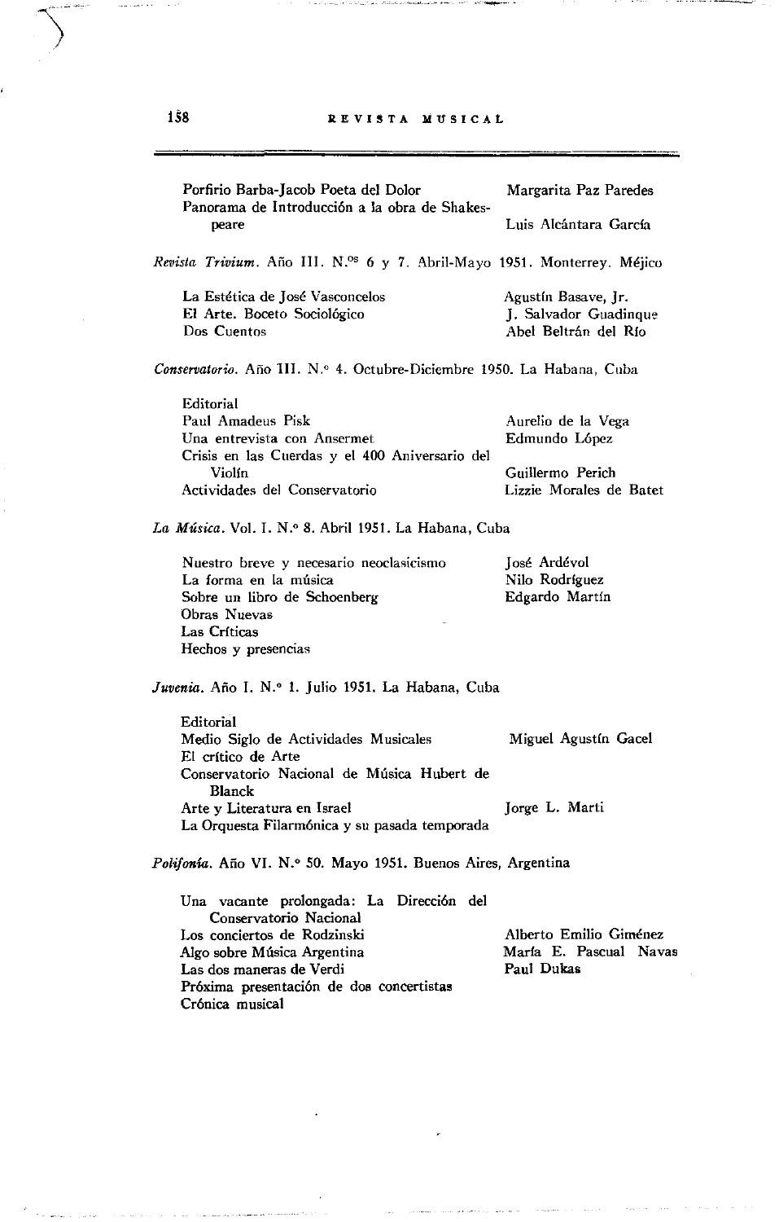| | |
|---|---|
| Porfirio Barba-Jacob Poeta del Dolor | Margarita Paz Paredes |
| Panorama de Introducción a la obra de Shakespeare | Luis Alcántara García |

*Revista Trivium*. Año III. N.$^{os}$ 6 y 7. Abril-Mayo 1951. Monterrey. Méjico

| | |
|---|---|
| La Estética de José Vasconcelos | Agustín Basave, Jr. |
| El Arte. Boceto Sociológico | J. Salvador Guadinque |
| Dos Cuentos | Abel Beltrán del Río |

*Conservatorio*. Año III. N.° 4. Octubre-Diciembre 1950. La Habana, Cuba

| | |
|---|---|
| Editorial | |
| Paul Amadeus Pisk | Aurelio de la Vega |
| Una entrevista con Ansermet | Edmundo López |
| Crisis en las Cuerdas y el 400 Aniversario del Violín | Guillermo Perich |
| Actividades del Conservatorio | Lizzie Morales de Batet |

*La Música*. Vol. I. N.° 8. Abril 1951. La Habana, Cuba

| | |
|---|---|
| Nuestro breve y necesario neoclasicismo | José Ardévol |
| La forma en la música | Nilo Rodríguez |
| Sobre un libro de Schoenberg | Edgardo Martín |
| Obras Nuevas | |
| Las Críticas | |
| Hechos y presencias | |

*Juvenia*. Año I. N.° 1. Julio 1951. La Habana, Cuba

| | |
|---|---|
| Editorial | |
| Medio Siglo de Actividades Musicales | Miguel Agustín Gacel |
| El crítico de Arte | |
| Conservatorio Nacional de Música Hubert de Blanck | |
| Arte y Literatura en Israel | Jorge L. Marti |
| La Orquesta Filarmónica y su pasada temporada | |

*Polifonía*. Año VI. N.° 50. Mayo 1951. Buenos Aires, Argentina

| | |
|---|---|
| Una vacante prolongada: La Dirección del Conservatorio Nacional | |
| Los conciertos de Rodzinski | Alberto Emilio Giménez |
| Algo sobre Música Argentina | María E. Pascual Navas |
| Las dos maneras de Verdi | Paul Dukas |
| Próxima presentación de dos concertistas | |
| Crónica musical | |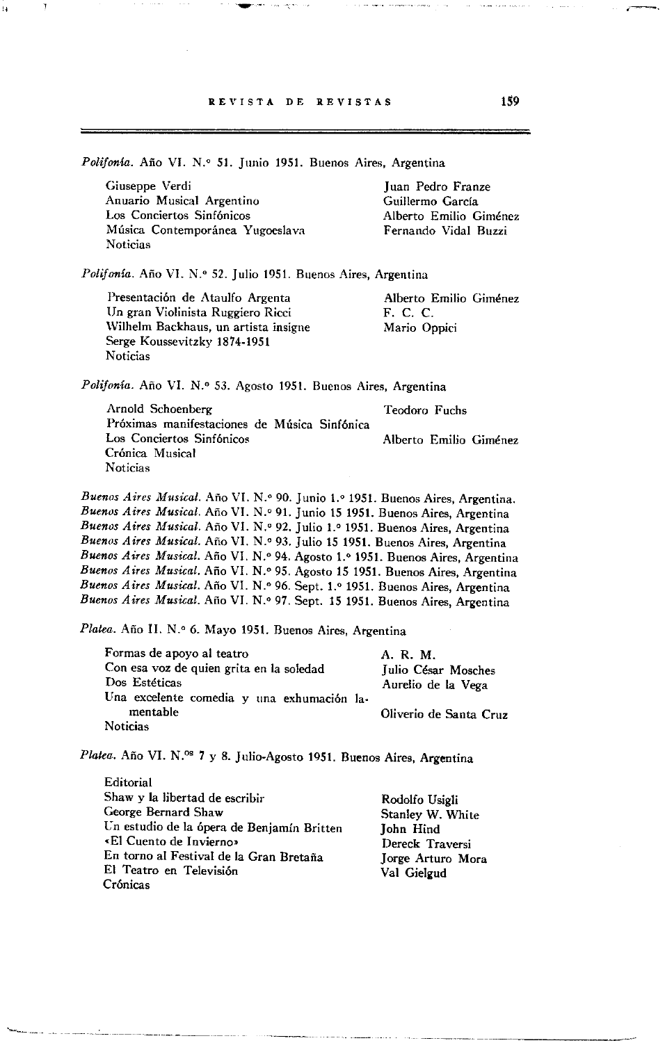*Polifonía.* Año VI. N.° 51. Junio 1951. Buenos Aires, Argentina

| | |
|---|---|
| Giuseppe Verdi | Juan Pedro Franze |
| Anuario Musical Argentino | Guillermo García |
| Los Conciertos Sinfónicos | Alberto Emilio Giménez |
| Música Contemporánea Yugoeslava | Fernando Vidal Buzzi |
| Noticias | |

*Polifonía.* Año VI. N.° 52. Julio 1951. Buenos Aires, Argentina

| | |
|---|---|
| Presentación de Ataulfo Argenta | Alberto Emilio Giménez |
| Un gran Violinista Ruggiero Ricci | F. C. C. |
| Wilhelm Backhaus, un artista insigne | Mario Oppici |
| Serge Koussevitzky 1874-1951 | |
| Noticias | |

*Polifonía.* Año VI. N.° 53. Agosto 1951. Buenos Aires, Argentina

| | |
|---|---|
| Arnold Schoenberg | Teodoro Fuchs |
| Próximas manifestaciones de Música Sinfónica | |
| Los Conciertos Sinfónicos | Alberto Emilio Giménez |
| Crónica Musical | |
| Noticias | |

*Buenos Aires Musical.* Año VI. N.° 90. Junio 1.° 1951. Buenos Aires, Argentina.
*Buenos Aires Musical.* Año VI. N.° 91. Junio 15 1951. Buenos Aires, Argentina
*Buenos Aires Musical.* Año VI. N.° 92. Julio 1.° 1951. Buenos Aires, Argentina
*Buenos Aires Musical.* Año VI. N.° 93. Julio 15 1951. Buenos Aires, Argentina
*Buenos Aires Musical.* Año VI. N.° 94. Agosto 1.° 1951. Buenos Aires, Argentina
*Buenos Aires Musical.* Año VI. N.° 95. Agosto 15 1951. Buenos Aires, Argentina
*Buenos Aires Musical.* Año VI. N.° 96. Sept. 1.° 1951. Buenos Aires, Argentina
*Buenos Aires Musical.* Año VI. N.° 97. Sept. 15 1951. Buenos Aires, Argentina

*Platea.* Año II. N.° 6. Mayo 1951. Buenos Aires, Argentina

| | |
|---|---|
| Formas de apoyo al teatro | A. R. M. |
| Con esa voz de quien grita en la soledad | Julio César Mosches |
| Dos Estéticas | Aurelio de la Vega |
| Una excelente comedia y una exhumación lamentable | Oliverio de Santa Cruz |
| Noticias | |

*Platea.* Año VI. N.os 7 y 8. Julio-Agosto 1951. Buenos Aires, Argentina

| | |
|---|---|
| Editorial | |
| Shaw y la libertad de escribir | Rodolfo Usigli |
| George Bernard Shaw | Stanley W. White |
| Un estudio de la ópera de Benjamín Britten | John Hind |
| «El Cuento de Invierno» | Dereck Traversi |
| En torno al Festival de la Gran Bretaña | Jorge Arturo Mora |
| El Teatro en Televisión | Val Gielgud |
| Crónicas | |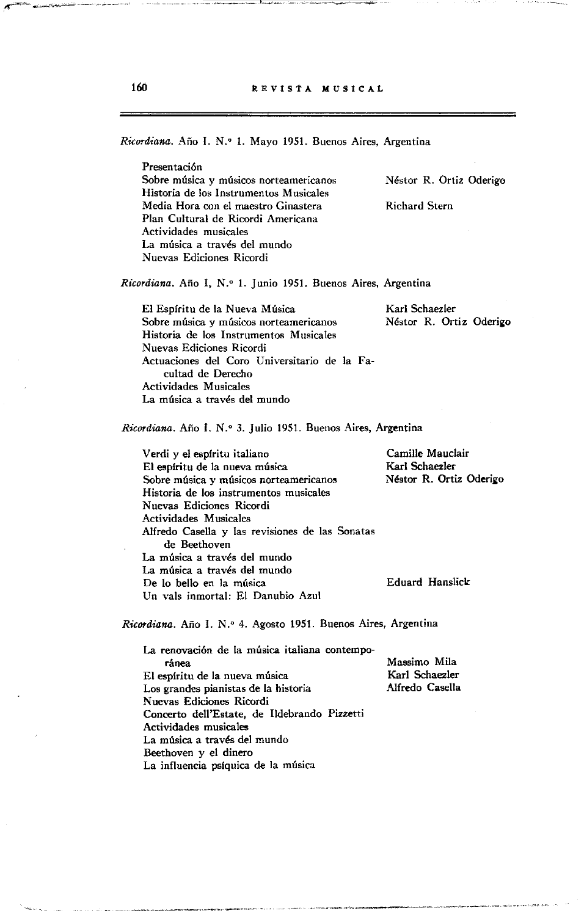*Ricordiana.* Año I. N.° 1. Mayo 1951. Buenos Aires, Argentina

| | |
|---|---|
| Presentación | |
| Sobre música y músicos norteamericanos | Néstor R. Ortiz Oderigo |
| Historia de los Instrumentos Musicales | |
| Media Hora con el maestro Ginastera | Richard Stern |
| Plan Cultural de Ricordi Americana | |
| Actividades musicales | |
| La música a través del mundo | |
| Nuevas Ediciones Ricordi | |

*Ricordiana.* Año I, N.° 1. Junio 1951. Buenos Aires, Argentina

| | |
|---|---|
| El Espíritu de la Nueva Música | Karl Schaezler |
| Sobre música y músicos norteamericanos | Néstor R. Ortiz Oderigo |
| Historia de los Instrumentos Musicales | |
| Nuevas Ediciones Ricordi | |
| Actuaciones del Coro Universitario de la Facultad de Derecho | |
| Actividades Musicales | |
| La música a través del mundo | |

*Ricordiana.* Año I. N.° 3. Julio 1951. Buenos Aires, Argentina

| | |
|---|---|
| Verdi y el espíritu italiano | Camille Mauclair |
| El espíritu de la nueva música | Karl Schaezler |
| Sobre música y músicos norteamericanos | Néstor R. Ortiz Oderigo |
| Historia de los instrumentos musicales | |
| Nuevas Ediciones Ricordi | |
| Actividades Musicales | |
| Alfredo Casella y las revisiones de las Sonatas de Beethoven | |
| La música a través del mundo | |
| La música a través del mundo | |
| De lo bello en la música | Eduard Hanslick |
| Un vals inmortal: El Danubio Azul | |

*Ricordiana.* Año I. N.° 4. Agosto 1951. Buenos Aires, Argentina

| | |
|---|---|
| La renovación de la música italiana contemporánea | Massimo Mila |
| El espíritu de la nueva música | Karl Schaezler |
| Los grandes pianistas de la historia | Alfredo Casella |
| Nuevas Ediciones Ricordi | |
| Concerto dell'Estate, de Ildebrando Pizzetti | |
| Actividades musicales | |
| La música a través del mundo | |
| Beethoven y el dinero | |
| La influencia psíquica de la música | |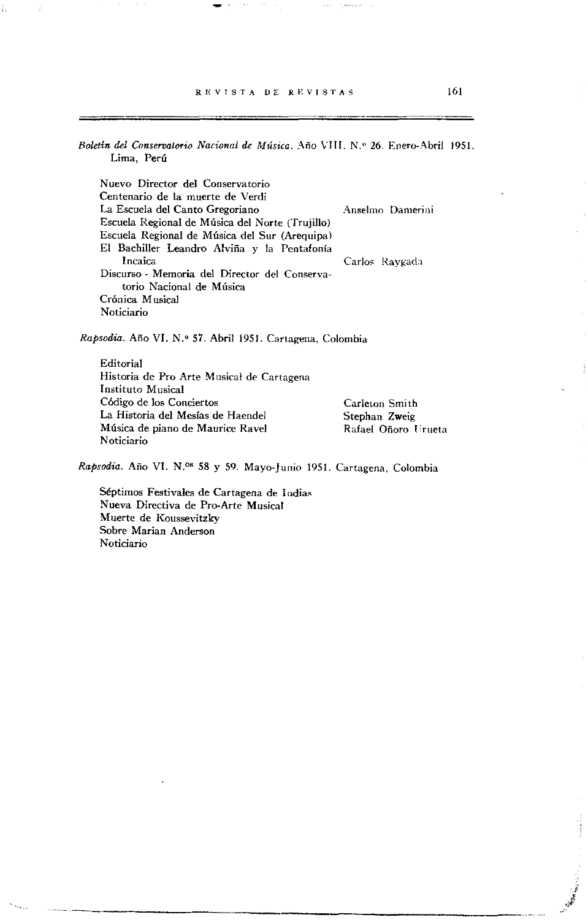*Boletín del Conservatorio Nacional de Música*. Año VIII. N.° 26. Enero-Abril 1951. Lima, Perú

| | |
|---|---|
| Nuevo Director del Conservatorio | |
| Centenario de la muerte de Verdi | |
| La Escuela del Canto Gregoriano | Anselmo Damerini |
| Escuela Regional de Música del Norte (Trujillo) | |
| Escuela Regional de Música del Sur (Arequipa) | |
| El Bachiller Leandro Alviña y la Pentafonía Incaica | Carlos Raygada |
| Discurso - Memoria del Director del Conservatorio Nacional de Música | |
| Crónica Musical | |
| Noticiario | |

*Rapsodia*. Año VI. N.° 57. Abril 1951. Cartagena, Colombia

| | |
|---|---|
| Editorial | |
| Historia de Pro Arte Musical de Cartagena | |
| Instituto Musical | |
| Código de los Conciertos | Carleton Smith |
| La Historia del Mesías de Haendel | Stephan Zweig |
| Música de piano de Maurice Ravel | Rafael Oñoro Urueta |
| Noticiario | |

*Rapsodia*. Año VI. N.os 58 y 59. Mayo-Junio 1951. Cartagena, Colombia

Séptimos Festivales de Cartagena de Indias
Nueva Directiva de Pro-Arte Musical
Muerte de Koussevitzky
Sobre Marian Anderson
Noticiario